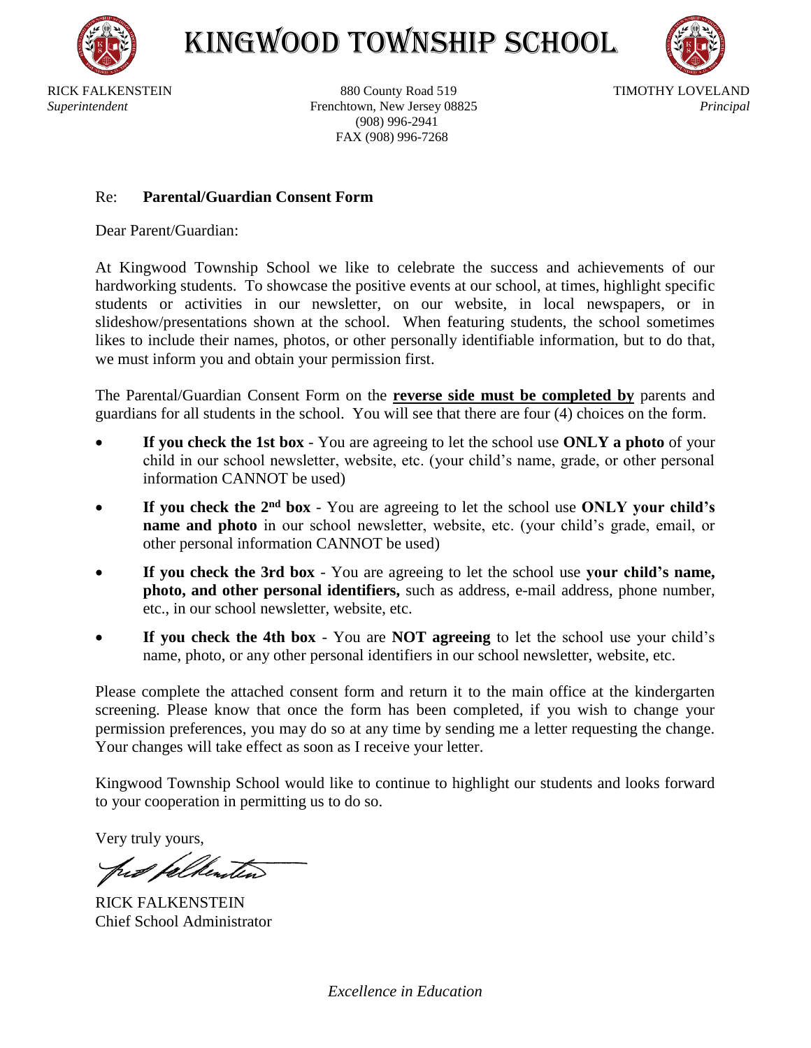# KINGWOOD TOWNSHIP SCHOOL

RICK FALKENSTEIN
*Superintendent*

880 County Road 519
Frenchtown, New Jersey 08825
(908) 996-2941
FAX (908) 996-7268

TIMOTHY LOVELAND
*Principal*

Re: **Parental/Guardian Consent Form**

Dear Parent/Guardian:

At Kingwood Township School we like to celebrate the success and achievements of our hardworking students. To showcase the positive events at our school, at times, highlight specific students or activities in our newsletter, on our website, in local newspapers, or in slideshow/presentations shown at the school. When featuring students, the school sometimes likes to include their names, photos, or other personally identifiable information, but to do that, we must inform you and obtain your permission first.

The Parental/Guardian Consent Form on the **reverse side must be completed by** parents and guardians for all students in the school. You will see that there are four (4) choices on the form.

- **If you check the 1st box** - You are agreeing to let the school use **ONLY a photo** of your child in our school newsletter, website, etc. (your child's name, grade, or other personal information CANNOT be used)
- **If you check the 2nd box** - You are agreeing to let the school use **ONLY your child's name and photo** in our school newsletter, website, etc. (your child's grade, email, or other personal information CANNOT be used)
- **If you check the 3rd box** - You are agreeing to let the school use **your child's name, photo, and other personal identifiers,** such as address, e-mail address, phone number, etc., in our school newsletter, website, etc.
- **If you check the 4th box** - You are **NOT agreeing** to let the school use your child's name, photo, or any other personal identifiers in our school newsletter, website, etc.

Please complete the attached consent form and return it to the main office at the kindergarten screening. Please know that once the form has been completed, if you wish to change your permission preferences, you may do so at any time by sending me a letter requesting the change. Your changes will take effect as soon as I receive your letter.

Kingwood Township School would like to continue to highlight our students and looks forward to your cooperation in permitting us to do so.

Very truly yours,

RICK FALKENSTEIN
Chief School Administrator

*Excellence in Education*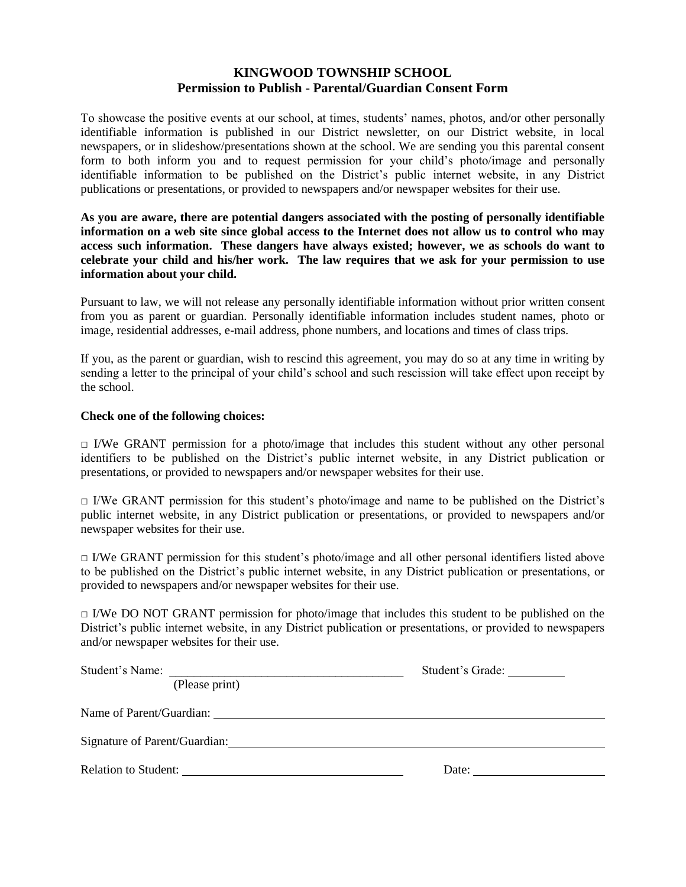# KINGWOOD TOWNSHIP SCHOOL
## Permission to Publish - Parental/Guardian Consent Form

To showcase the positive events at our school, at times, students' names, photos, and/or other personally identifiable information is published in our District newsletter, on our District website, in local newspapers, or in slideshow/presentations shown at the school. We are sending you this parental consent form to both inform you and to request permission for your child's photo/image and personally identifiable information to be published on the District's public internet website, in any District publications or presentations, or provided to newspapers and/or newspaper websites for their use.

**As you are aware, there are potential dangers associated with the posting of personally identifiable information on a web site since global access to the Internet does not allow us to control who may access such information. These dangers have always existed; however, we as schools do want to celebrate your child and his/her work. The law requires that we ask for your permission to use information about your child.**

Pursuant to law, we will not release any personally identifiable information without prior written consent from you as parent or guardian. Personally identifiable information includes student names, photo or image, residential addresses, e-mail address, phone numbers, and locations and times of class trips.

If you, as the parent or guardian, wish to rescind this agreement, you may do so at any time in writing by sending a letter to the principal of your child's school and such rescission will take effect upon receipt by the school.

**Check one of the following choices:**

□ I/We GRANT permission for a photo/image that includes this student without any other personal identifiers to be published on the District's public internet website, in any District publication or presentations, or provided to newspapers and/or newspaper websites for their use.

□ I/We GRANT permission for this student's photo/image and name to be published on the District's public internet website, in any District publication or presentations, or provided to newspapers and/or newspaper websites for their use.

□ I/We GRANT permission for this student's photo/image and all other personal identifiers listed above to be published on the District's public internet website, in any District publication or presentations, or provided to newspapers and/or newspaper websites for their use.

□ I/We DO NOT GRANT permission for photo/image that includes this student to be published on the District's public internet website, in any District publication or presentations, or provided to newspapers and/or newspaper websites for their use.

Student's Name: ______________________________ Student's Grade: _________
(Please print)

Name of Parent/Guardian: ______________________________

Signature of Parent/Guardian: ______________________________

Relation to Student: ______________________________ Date: ______________